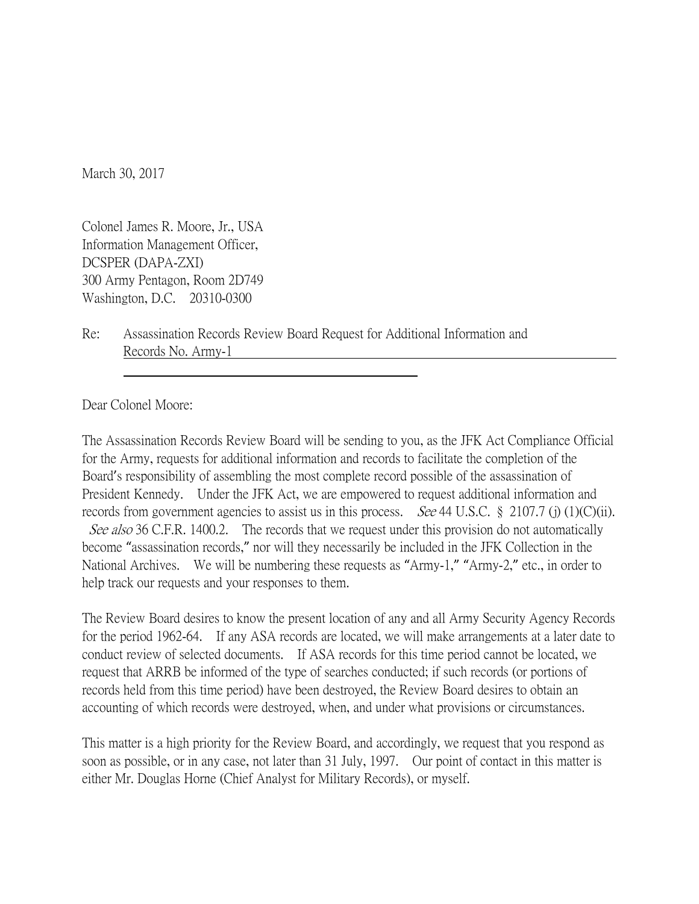March 30, 2017

Colonel James R. Moore, Jr., USA
Information Management Officer,
DCSPER (DAPA-ZXI)
300 Army Pentagon, Room 2D749
Washington, D.C. 20310-0300

Re: Assassination Records Review Board Request for Additional Information and Records No. Army-1

Dear Colonel Moore:

The Assassination Records Review Board will be sending to you, as the JFK Act Compliance Official for the Army, requests for additional information and records to facilitate the completion of the Board's responsibility of assembling the most complete record possible of the assassination of President Kennedy. Under the JFK Act, we are empowered to request additional information and records from government agencies to assist us in this process. *See* 44 U.S.C. § 2107.7 (j) (1)(C)(ii). *See also* 36 C.F.R. 1400.2. The records that we request under this provision do not automatically become "assassination records," nor will they necessarily be included in the JFK Collection in the National Archives. We will be numbering these requests as "Army-1," "Army-2," etc., in order to help track our requests and your responses to them.

The Review Board desires to know the present location of any and all Army Security Agency Records for the period 1962-64. If any ASA records are located, we will make arrangements at a later date to conduct review of selected documents. If ASA records for this time period cannot be located, we request that ARRB be informed of the type of searches conducted; if such records (or portions of records held from this time period) have been destroyed, the Review Board desires to obtain an accounting of which records were destroyed, when, and under what provisions or circumstances.

This matter is a high priority for the Review Board, and accordingly, we request that you respond as soon as possible, or in any case, not later than 31 July, 1997. Our point of contact in this matter is either Mr. Douglas Horne (Chief Analyst for Military Records), or myself.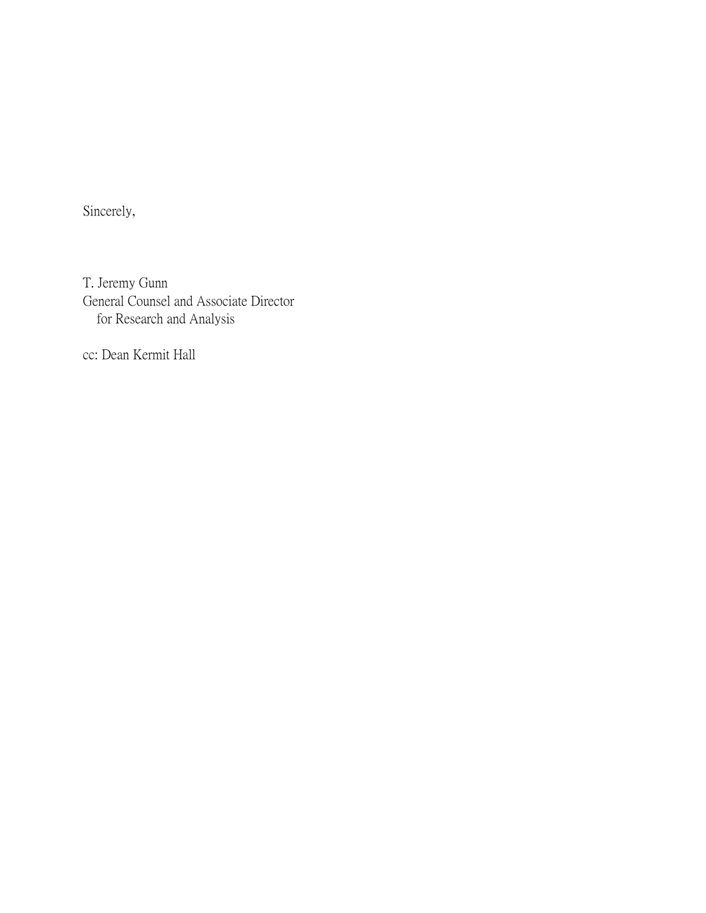Sincerely,

T. Jeremy Gunn
General Counsel and Associate Director
for Research and Analysis

cc: Dean Kermit Hall